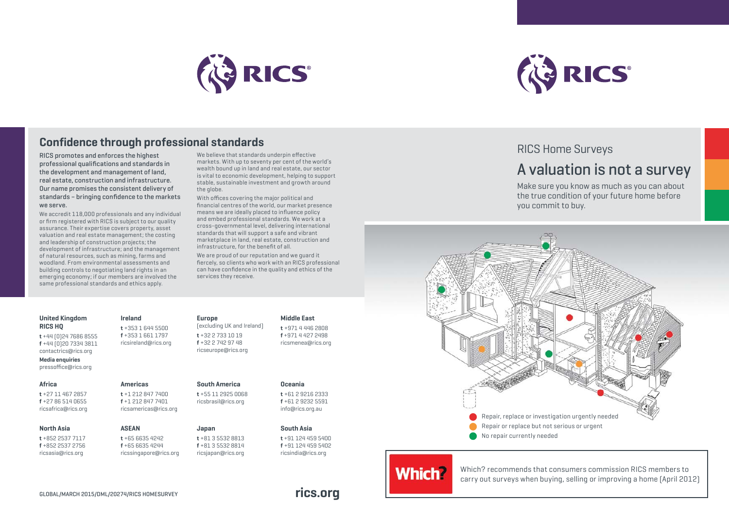RICS

## Confidence through professional standards

**RICS promotes and enforces the highest professional qualifications and standards in the development and management of land, real estate, construction and infrastructure. Our name promises the consistent delivery of standards – bringing confidence to the markets we serve.**

We accredit 118,000 professionals and any individual or firm registered with RICS is subject to our quality assurance. Their expertise covers property, asset valuation and real estate management; the costing and leadership of construction projects; the development of infrastructure; and the management of natural resources, such as mining, farms and woodland. From environmental assessments and building controls to negotiating land rights in an emerging economy; if our members are involved the same professional standards and ethics apply.

We believe that standards underpin effective markets. With up to seventy per cent of the world's wealth bound up in land and real estate, our sector is vital to economic development, helping to support stable, sustainable investment and growth around the globe.

With offices covering the major political and financial centres of the world, our market presence means we are ideally placed to influence policy and embed professional standards. We work at a cross-governmental level, delivering international standards that will support a safe and vibrant marketplace in land, real estate, construction and infrastructure, for the benefit of all.

We are proud of our reputation and we guard it fiercely, so clients who work with an RICS professional can have confidence in the quality and ethics of the services they receive.

**United Kingdom RICS HQ**
t +44 (0)24 7686 8555
f +44 (0)20 7334 3811
contactrics@rics.org

**Media enquiries**
pressoffice@rics.org

**Ireland**
t +353 1 644 5500
f +353 1 661 1797
ricsireland@rics.org

**Europe**
(excluding UK and Ireland)
t +32 2 733 10 19
f +32 2 742 97 48
ricseurope@rics.org

**Middle East**
t +971 4 446 2808
f +971 4 427 2498
ricsmenea@rics.org

**Africa**
t +27 11 467 2857
f +27 86 514 0655
ricsafrica@rics.org

**Americas**
t +1 212 847 7400
f +1 212 847 7401
ricsamericas@rics.org

**South America**
t +55 11 2925 0068
ricsbrasil@rics.org

**Oceania**
t +61 2 9216 2333
f +61 2 9232 5591
info@rics.org.au

**North Asia**
t +852 2537 7117
f +852 2537 2756
ricsasia@rics.org

**ASEAN**
t +65 6635 4242
f +65 6635 4244
ricssingapore@rics.org

**Japan**
t +81 3 5532 8813
f +81 3 5532 8814
ricsjapan@rics.org

**South Asia**
t +91 124 459 5400
f +91 124 459 5402
ricsindia@rics.org

GLOBAL/MARCH 2015/DML/20274/RICS HOMESURVEY

**rics.org**

RICS

RICS Home Surveys

# A valuation is not a survey

Make sure you know as much as you can about the true condition of your future home before you commit to buy.

Repair, replace or investigation urgently needed
Repair or replace but not serious or urgent
No repair currently needed

Which?

Which? recommends that consumers commission RICS members to carry out surveys when buying, selling or improving a home (April 2012)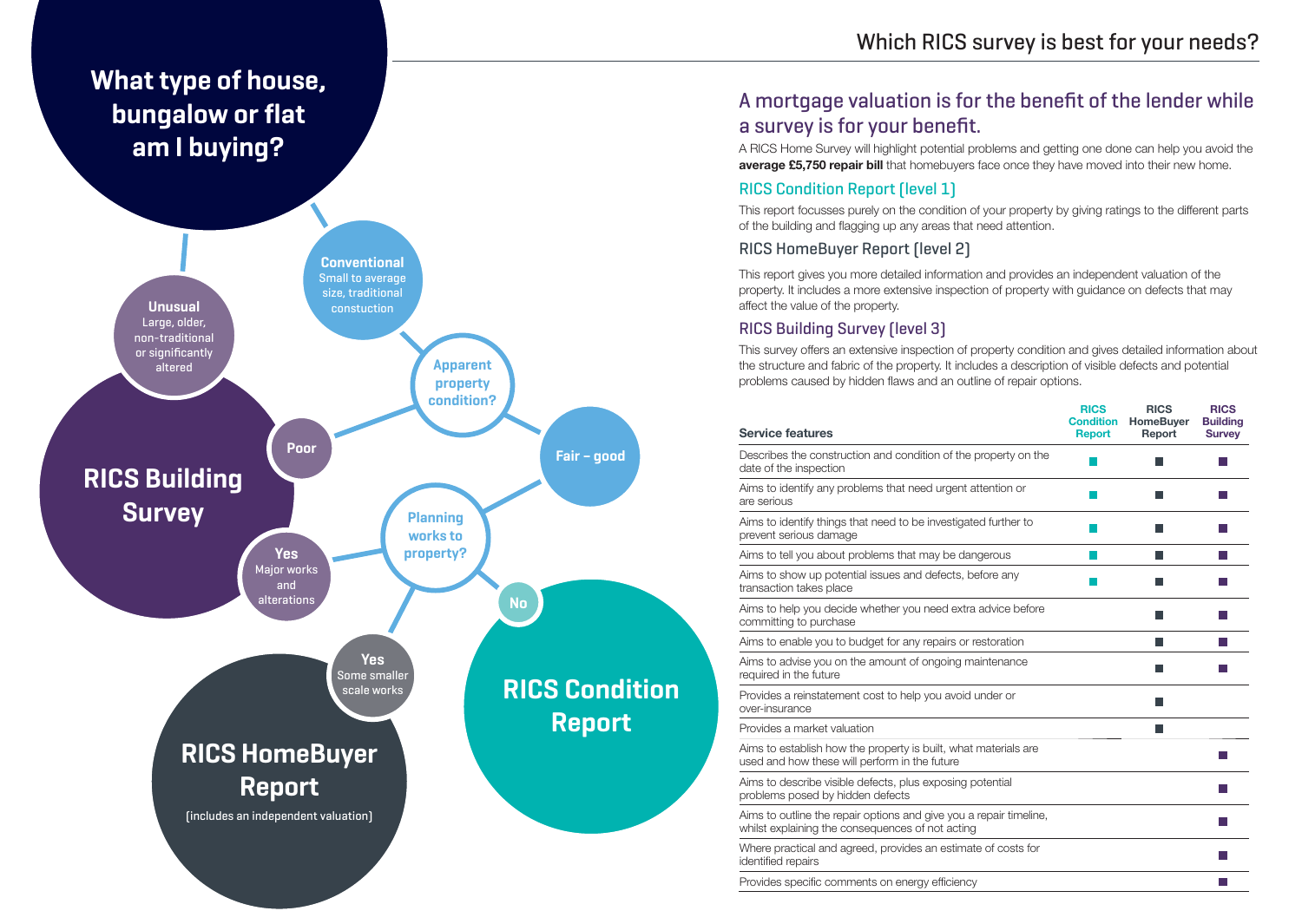# Which RICS survey is best for your needs?

## What type of house, bungalow or flat am I buying?

**Unusual**
Large, older, non-traditional or significantly altered

**Conventional**
Small to average size, traditional constuction

**Apparent property condition?**

**Poor**

**Fair – good**

**Planning works to property?**

**Yes**
Major works and alterations

**Yes**
Some smaller scale works

**No**

**RICS Building Survey**

**RICS HomeBuyer Report**
(includes an independent valuation)

**RICS Condition Report**

## A mortgage valuation is for the benefit of the lender while a survey is for your benefit.

A RICS Home Survey will highlight potential problems and getting one done can help you avoid the **average £5,750 repair bill** that homebuyers face once they have moved into their new home.

### RICS Condition Report (level 1)

This report focusses purely on the condition of your property by giving ratings to the different parts of the building and flagging up any areas that need attention.

### RICS HomeBuyer Report (level 2)

This report gives you more detailed information and provides an independent valuation of the property. It includes a more extensive inspection of property with guidance on defects that may affect the value of the property.

### RICS Building Survey (level 3)

This survey offers an extensive inspection of property condition and gives detailed information about the structure and fabric of the property. It includes a description of visible defects and potential problems caused by hidden flaws and an outline of repair options.

| Service features | RICS Condition Report | RICS HomeBuyer Report | RICS Building Survey |
|---|---|---|---|
| Describes the construction and condition of the property on the date of the inspection | ■ | ■ | ■ |
| Aims to identify any problems that need urgent attention or are serious | ■ | ■ | ■ |
| Aims to identify things that need to be investigated further to prevent serious damage | ■ | ■ | ■ |
| Aims to tell you about problems that may be dangerous | ■ | ■ | ■ |
| Aims to show up potential issues and defects, before any transaction takes place | ■ | ■ | ■ |
| Aims to help you decide whether you need extra advice before committing to purchase | | ■ | ■ |
| Aims to enable you to budget for any repairs or restoration | | ■ | ■ |
| Aims to advise you on the amount of ongoing maintenance required in the future | | ■ | ■ |
| Provides a reinstatement cost to help you avoid under or over-insurance | | ■ | |
| Provides a market valuation | | ■ | |
| Aims to establish how the property is built, what materials are used and how these will perform in the future | | | ■ |
| Aims to describe visible defects, plus exposing potential problems posed by hidden defects | | | ■ |
| Aims to outline the repair options and give you a repair timeline, whilst explaining the consequences of not acting | | | ■ |
| Where practical and agreed, provides an estimate of costs for identified repairs | | | ■ |
| Provides specific comments on energy efficiency | | | ■ |